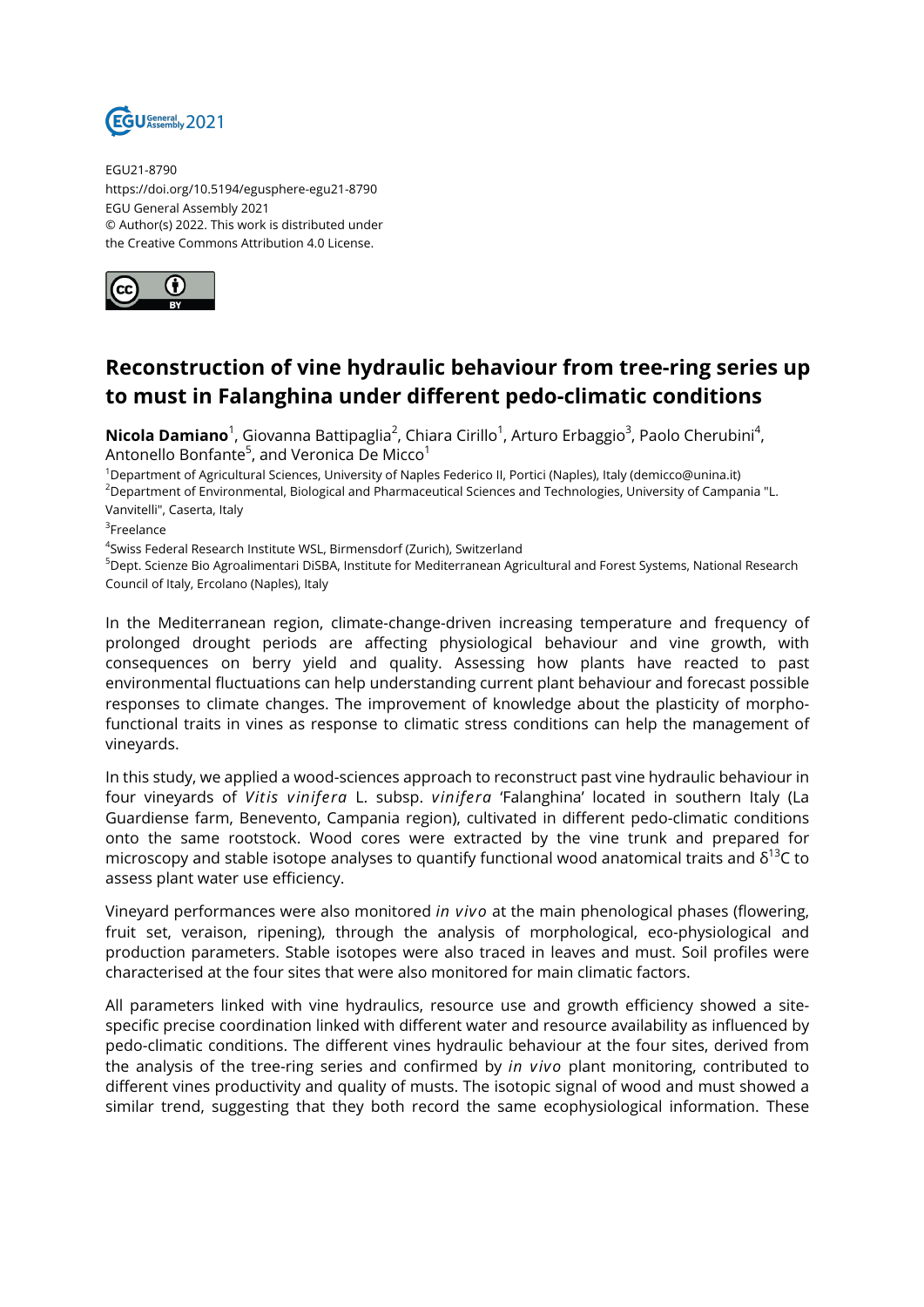EGU21-8790
https://doi.org/10.5194/egusphere-egu21-8790
EGU General Assembly 2021
© Author(s) 2022. This work is distributed under
the Creative Commons Attribution 4.0 License.

# Reconstruction of vine hydraulic behaviour from tree-ring series up to must in Falanghina under different pedo-climatic conditions

**Nicola Damiano**[1], Giovanna Battipaglia[2], Chiara Cirillo[1], Arturo Erbaggio[3], Paolo Cherubini[4], Antonello Bonfante[5], and Veronica De Micco[1]

[1]Department of Agricultural Sciences, University of Naples Federico II, Portici (Naples), Italy (demicco@unina.it)
[2]Department of Environmental, Biological and Pharmaceutical Sciences and Technologies, University of Campania "L. Vanvitelli", Caserta, Italy
[3]Freelance
[4]Swiss Federal Research Institute WSL, Birmensdorf (Zurich), Switzerland
[5]Dept. Scienze Bio Agroalimentari DiSBA, Institute for Mediterranean Agricultural and Forest Systems, National Research Council of Italy, Ercolano (Naples), Italy

In the Mediterranean region, climate-change-driven increasing temperature and frequency of prolonged drought periods are affecting physiological behaviour and vine growth, with consequences on berry yield and quality. Assessing how plants have reacted to past environmental fluctuations can help understanding current plant behaviour and forecast possible responses to climate changes. The improvement of knowledge about the plasticity of morpho-functional traits in vines as response to climatic stress conditions can help the management of vineyards.

In this study, we applied a wood-sciences approach to reconstruct past vine hydraulic behaviour in four vineyards of *Vitis vinifera* L. subsp. *vinifera* 'Falanghina' located in southern Italy (La Guardiense farm, Benevento, Campania region), cultivated in different pedo-climatic conditions onto the same rootstock. Wood cores were extracted by the vine trunk and prepared for microscopy and stable isotope analyses to quantify functional wood anatomical traits and $\delta^{13}C$ to assess plant water use efficiency.

Vineyard performances were also monitored *in vivo* at the main phenological phases (flowering, fruit set, veraison, ripening), through the analysis of morphological, eco-physiological and production parameters. Stable isotopes were also traced in leaves and must. Soil profiles were characterised at the four sites that were also monitored for main climatic factors.

All parameters linked with vine hydraulics, resource use and growth efficiency showed a site-specific precise coordination linked with different water and resource availability as influenced by pedo-climatic conditions. The different vines hydraulic behaviour at the four sites, derived from the analysis of the tree-ring series and confirmed by *in vivo* plant monitoring, contributed to different vines productivity and quality of musts. The isotopic signal of wood and must showed a similar trend, suggesting that they both record the same ecophysiological information. These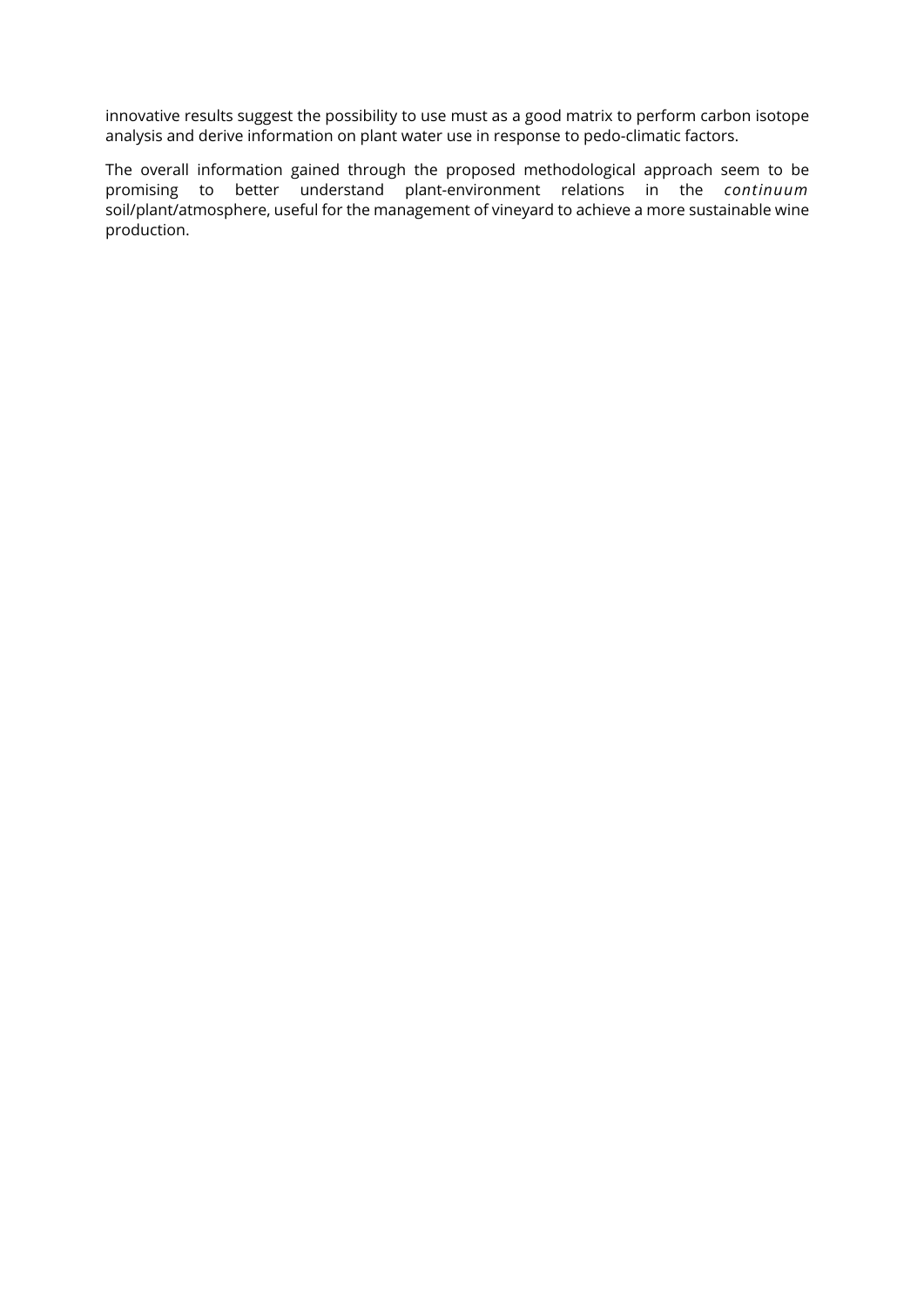innovative results suggest the possibility to use must as a good matrix to perform carbon isotope analysis and derive information on plant water use in response to pedo-climatic factors.

The overall information gained through the proposed methodological approach seem to be promising to better understand plant-environment relations in the *continuum* soil/plant/atmosphere, useful for the management of vineyard to achieve a more sustainable wine production.